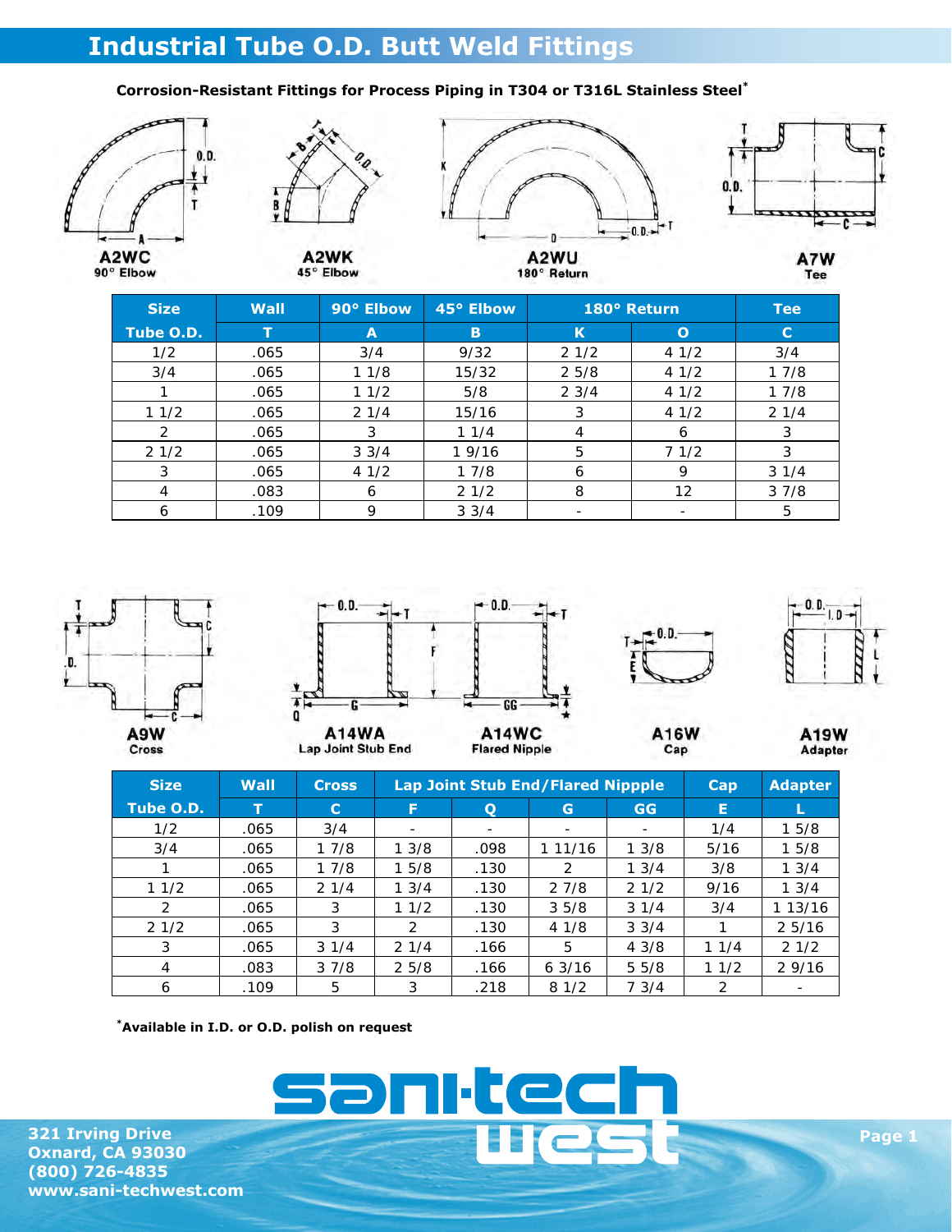# Industrial Tube O.D. Butt Weld Fittings

**Corrosion-Resistant Fittings for Process Piping in T304 or T316L Stainless Steel***

A2WC 90° Elbow | A2WK 45° Elbow | A2WU 180° Return | A7W Tee

| Size | Wall | 90° Elbow | 45° Elbow | 180° Return | | Tee |
|---|---|---|---|---|---|---|
| Tube O.D. | T | A | B | K | O | C |
| 1/2 | .065 | 3/4 | 9/32 | 2 1/2 | 4 1/2 | 3/4 |
| 3/4 | .065 | 1 1/8 | 15/32 | 2 5/8 | 4 1/2 | 1 7/8 |
| 1 | .065 | 1 1/2 | 5/8 | 2 3/4 | 4 1/2 | 1 7/8 |
| 1 1/2 | .065 | 2 1/4 | 15/16 | 3 | 4 1/2 | 2 1/4 |
| 2 | .065 | 3 | 1 1/4 | 4 | 6 | 3 |
| 2 1/2 | .065 | 3 3/4 | 1 9/16 | 5 | 7 1/2 | 3 |
| 3 | .065 | 4 1/2 | 1 7/8 | 6 | 9 | 3 1/4 |
| 4 | .083 | 6 | 2 1/2 | 8 | 12 | 3 7/8 |
| 6 | .109 | 9 | 3 3/4 | - | - | 5 |

A9W Cross | A14WA Lap Joint Stub End | A14WC Flared Nipple | A16W Cap | A19W Adapter

| Size | Wall | Cross | Lap Joint Stub End/Flared Nippple | | | | Cap | Adapter |
|---|---|---|---|---|---|---|---|---|
| Tube O.D. | T | C | F | Q | G | GG | E | L |
| 1/2 | .065 | 3/4 | - | - | - | - | 1/4 | 1 5/8 |
| 3/4 | .065 | 1 7/8 | 1 3/8 | .098 | 1 11/16 | 1 3/8 | 5/16 | 1 5/8 |
| 1 | .065 | 1 7/8 | 1 5/8 | .130 | 2 | 1 3/4 | 3/8 | 1 3/4 |
| 1 1/2 | .065 | 2 1/4 | 1 3/4 | .130 | 2 7/8 | 2 1/2 | 9/16 | 1 3/4 |
| 2 | .065 | 3 | 1 1/2 | .130 | 3 5/8 | 3 1/4 | 3/4 | 1 13/16 |
| 2 1/2 | .065 | 3 | 2 | .130 | 4 1/8 | 3 3/4 | 1 | 2 5/16 |
| 3 | .065 | 3 1/4 | 2 1/4 | .166 | 5 | 4 3/8 | 1 1/4 | 2 1/2 |
| 4 | .083 | 3 7/8 | 2 5/8 | .166 | 6 3/16 | 5 5/8 | 1 1/2 | 2 9/16 |
| 6 | .109 | 5 | 3 | .218 | 8 1/2 | 7 3/4 | 2 | - |

***Available in I.D. or O.D. polish on request**

sani-tech west

321 Irving Drive
Oxnard, CA 93030
(800) 726-4835
www.sani-techwest.com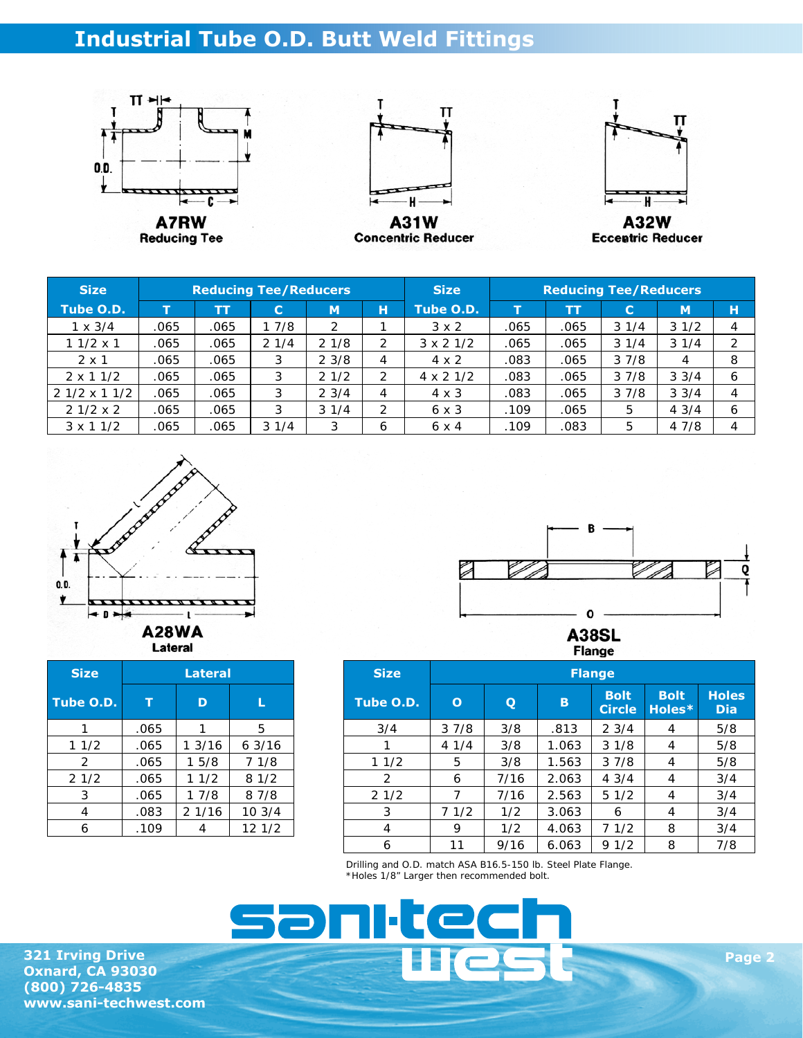# Industrial Tube O.D. Butt Weld Fittings

**A7RW**
Reducing Tee

**A31W**
Concentric Reducer

**A32W**
Eccentric Reducer

| Size | Reducing Tee/Reducers | | | | | Size | Reducing Tee/Reducers | | | | |
|---|---|---|---|---|---|---|---|---|---|---|---|
| Tube O.D. | T | TT | C | M | H | Tube O.D. | T | TT | C | M | H |
| 1 x 3/4 | .065 | .065 | 1 7/8 | 2 | 1 | 3 x 2 | .065 | .065 | 3 1/4 | 3 1/2 | 4 |
| 1 1/2 x 1 | .065 | .065 | 2 1/4 | 2 1/8 | 2 | 3 x 2 1/2 | .065 | .065 | 3 1/4 | 3 1/4 | 2 |
| 2 x 1 | .065 | .065 | 3 | 2 3/8 | 4 | 4 x 2 | .083 | .065 | 3 7/8 | 4 | 8 |
| 2 x 1 1/2 | .065 | .065 | 3 | 2 1/2 | 2 | 4 x 2 1/2 | .083 | .065 | 3 7/8 | 3 3/4 | 6 |
| 2 1/2 x 1 1/2 | .065 | .065 | 3 | 2 3/4 | 4 | 4 x 3 | .083 | .065 | 3 7/8 | 3 3/4 | 4 |
| 2 1/2 x 2 | .065 | .065 | 3 | 3 1/4 | 2 | 6 x 3 | .109 | .065 | 5 | 4 3/4 | 6 |
| 3 x 1 1/2 | .065 | .065 | 3 1/4 | 3 | 6 | 6 x 4 | .109 | .083 | 5 | 4 7/8 | 4 |

**A28WA**
Lateral

| Size | Lateral | | |
|---|---|---|---|
| Tube O.D. | T | D | L |
| 1 | .065 | 1 | 5 |
| 1 1/2 | .065 | 1 3/16 | 6 3/16 |
| 2 | .065 | 1 5/8 | 7 1/8 |
| 2 1/2 | .065 | 1 1/2 | 8 1/2 |
| 3 | .065 | 1 7/8 | 8 7/8 |
| 4 | .083 | 2 1/16 | 10 3/4 |
| 6 | .109 | 4 | 12 1/2 |

**A38SL**
Flange

| Size | Flange | | | | | |
|---|---|---|---|---|---|---|
| Tube O.D. | O | Q | B | Bolt Circle | Bolt Holes* | Holes Dia |
| 3/4 | 3 7/8 | 3/8 | .813 | 2 3/4 | 4 | 5/8 |
| 1 | 4 1/4 | 3/8 | 1.063 | 3 1/8 | 4 | 5/8 |
| 1 1/2 | 5 | 3/8 | 1.563 | 3 7/8 | 4 | 5/8 |
| 2 | 6 | 7/16 | 2.063 | 4 3/4 | 4 | 3/4 |
| 2 1/2 | 7 | 7/16 | 2.563 | 5 1/2 | 4 | 3/4 |
| 3 | 7 1/2 | 1/2 | 3.063 | 6 | 4 | 3/4 |
| 4 | 9 | 1/2 | 4.063 | 7 1/2 | 8 | 3/4 |
| 6 | 11 | 9/16 | 6.063 | 9 1/2 | 8 | 7/8 |

Drilling and O.D. match ASA B16.5-150 lb. Steel Plate Flange.
*Holes 1/8" Larger then recommended bolt.

sani-tech west

**321 Irving Drive**
**Oxnard, CA 93030**
**(800) 726-4835**
**www.sani-techwest.com**